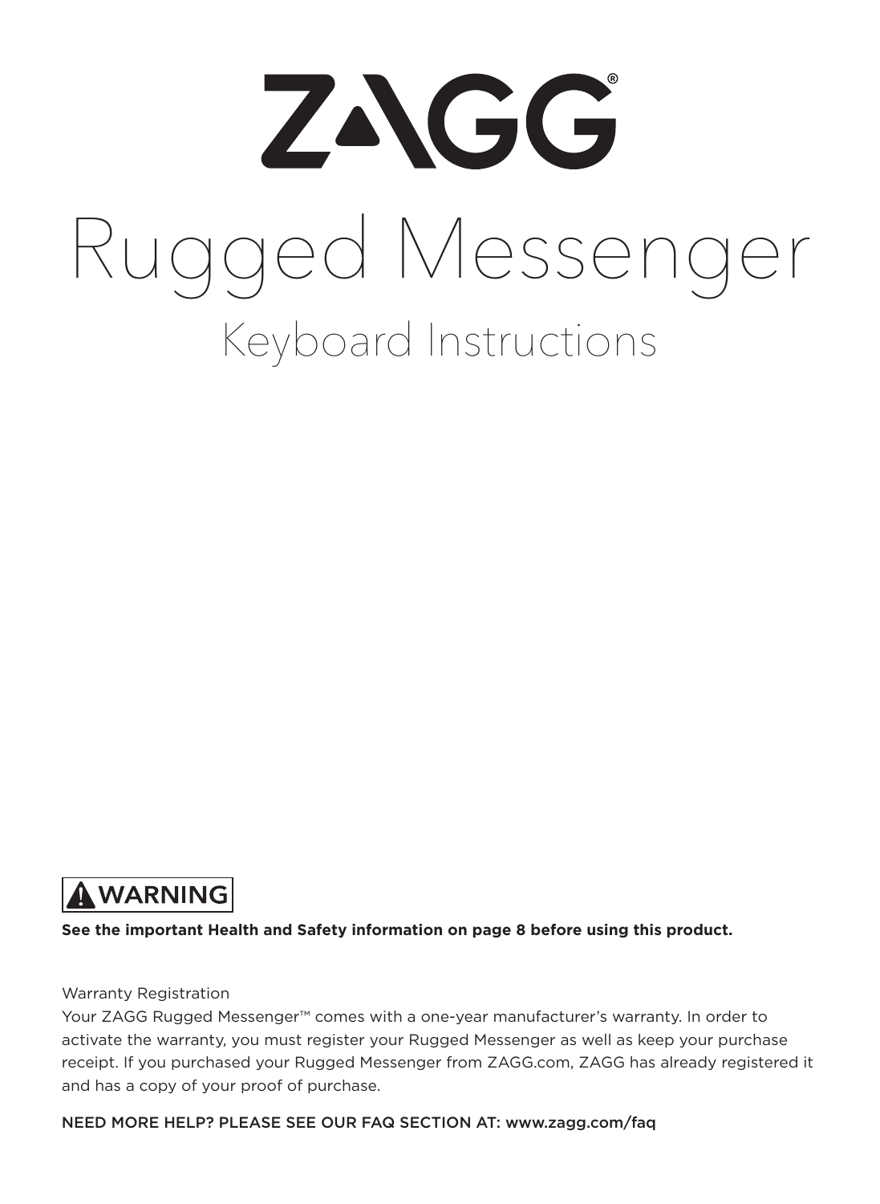# ZAGG®

# Rugged Messenger

## Keyboard Instructions

**⚠ WARNING**

**See the important Health and Safety information on page 8 before using this product.**

Warranty Registration

Your ZAGG Rugged Messenger™ comes with a one-year manufacturer's warranty. In order to activate the warranty, you must register your Rugged Messenger as well as keep your purchase receipt. If you purchased your Rugged Messenger from ZAGG.com, ZAGG has already registered it and has a copy of your proof of purchase.

NEED MORE HELP? PLEASE SEE OUR FAQ SECTION AT: www.zagg.com/faq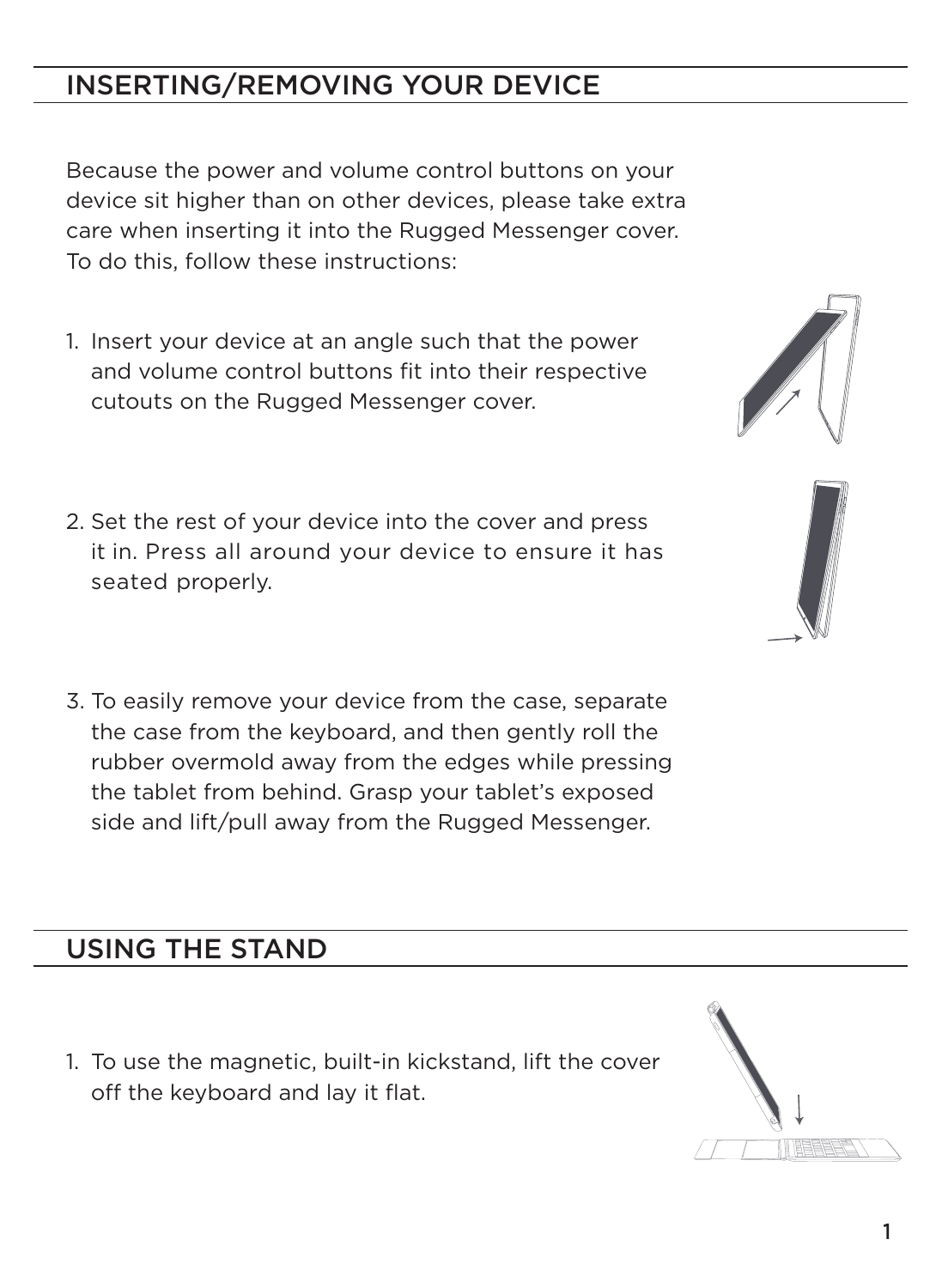## INSERTING/REMOVING YOUR DEVICE

Because the power and volume control buttons on your device sit higher than on other devices, please take extra care when inserting it into the Rugged Messenger cover. To do this, follow these instructions:

1. Insert your device at an angle such that the power and volume control buttons fit into their respective cutouts on the Rugged Messenger cover.
2. Set the rest of your device into the cover and press it in. Press all around your device to ensure it has seated properly.
3. To easily remove your device from the case, separate the case from the keyboard, and then gently roll the rubber overmold away from the edges while pressing the tablet from behind. Grasp your tablet's exposed side and lift/pull away from the Rugged Messenger.

## USING THE STAND

1. To use the magnetic, built-in kickstand, lift the cover off the keyboard and lay it flat.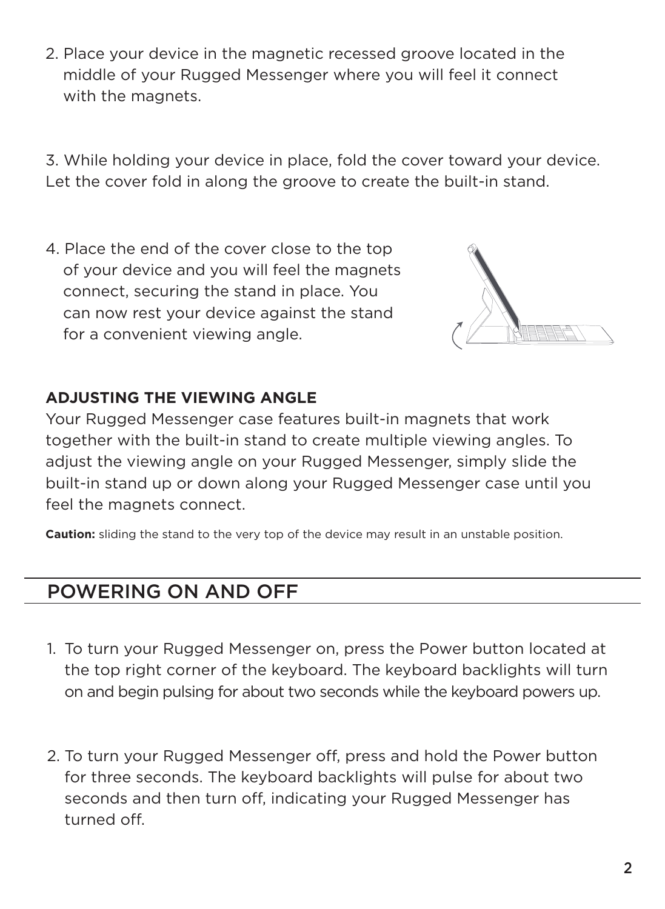2. Place your device in the magnetic recessed groove located in the middle of your Rugged Messenger where you will feel it connect with the magnets.

3. While holding your device in place, fold the cover toward your device. Let the cover fold in along the groove to create the built-in stand.

4. Place the end of the cover close to the top of your device and you will feel the magnets connect, securing the stand in place. You can now rest your device against the stand for a convenient viewing angle.

**ADJUSTING THE VIEWING ANGLE**

Your Rugged Messenger case features built-in magnets that work together with the built-in stand to create multiple viewing angles. To adjust the viewing angle on your Rugged Messenger, simply slide the built-in stand up or down along your Rugged Messenger case until you feel the magnets connect.

**Caution:** sliding the stand to the very top of the device may result in an unstable position.

## POWERING ON AND OFF

1. To turn your Rugged Messenger on, press the Power button located at the top right corner of the keyboard. The keyboard backlights will turn on and begin pulsing for about two seconds while the keyboard powers up.

2. To turn your Rugged Messenger off, press and hold the Power button for three seconds. The keyboard backlights will pulse for about two seconds and then turn off, indicating your Rugged Messenger has turned off.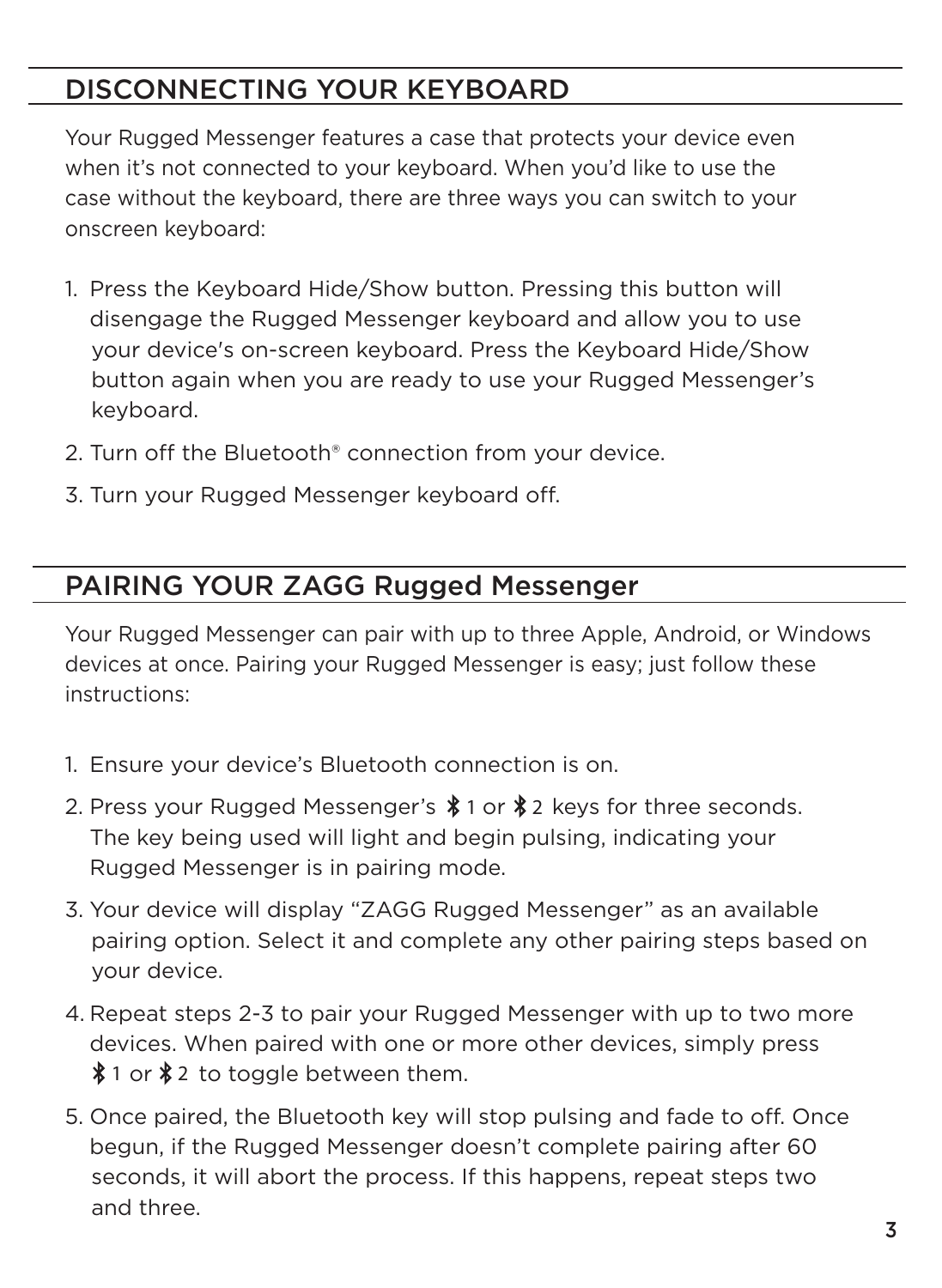## DISCONNECTING YOUR KEYBOARD

Your Rugged Messenger features a case that protects your device even when it's not connected to your keyboard. When you'd like to use the case without the keyboard, there are three ways you can switch to your onscreen keyboard:

1. Press the Keyboard Hide/Show button. Pressing this button will disengage the Rugged Messenger keyboard and allow you to use your device's on-screen keyboard. Press the Keyboard Hide/Show button again when you are ready to use your Rugged Messenger's keyboard.
2. Turn off the Bluetooth® connection from your device.
3. Turn your Rugged Messenger keyboard off.

## PAIRING YOUR ZAGG Rugged Messenger

Your Rugged Messenger can pair with up to three Apple, Android, or Windows devices at once. Pairing your Rugged Messenger is easy; just follow these instructions:

1. Ensure your device's Bluetooth connection is on.
2. Press your Rugged Messenger's Bluetooth 1 or Bluetooth 2 keys for three seconds. The key being used will light and begin pulsing, indicating your Rugged Messenger is in pairing mode.
3. Your device will display "ZAGG Rugged Messenger" as an available pairing option. Select it and complete any other pairing steps based on your device.
4. Repeat steps 2-3 to pair your Rugged Messenger with up to two more devices. When paired with one or more other devices, simply press Bluetooth 1 or Bluetooth 2 to toggle between them.
5. Once paired, the Bluetooth key will stop pulsing and fade to off. Once begun, if the Rugged Messenger doesn't complete pairing after 60 seconds, it will abort the process. If this happens, repeat steps two and three.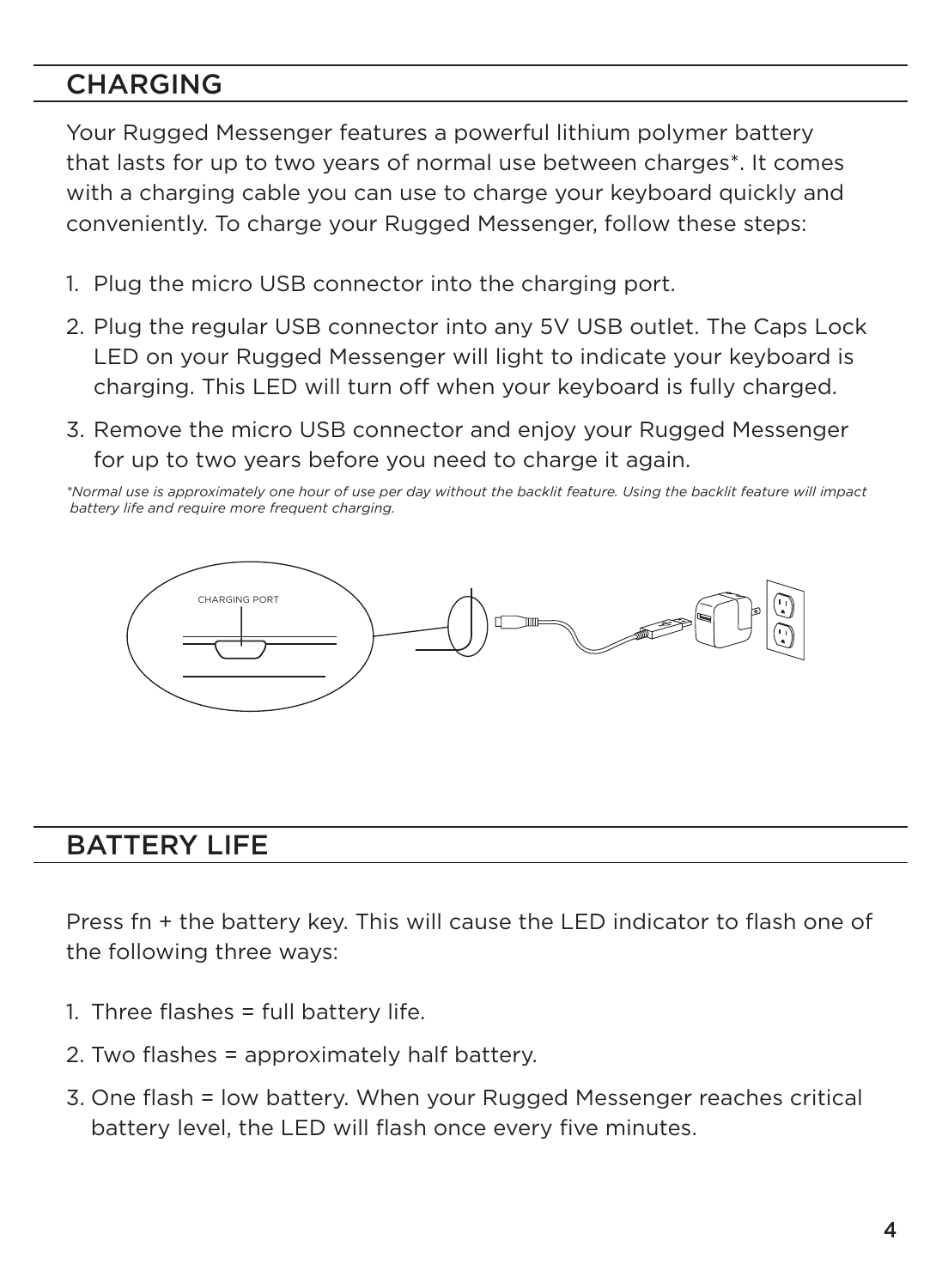## CHARGING

Your Rugged Messenger features a powerful lithium polymer battery that lasts for up to two years of normal use between charges*. It comes with a charging cable you can use to charge your keyboard quickly and conveniently. To charge your Rugged Messenger, follow these steps:

1. Plug the micro USB connector into the charging port.
2. Plug the regular USB connector into any 5V USB outlet. The Caps Lock LED on your Rugged Messenger will light to indicate your keyboard is charging. This LED will turn off when your keyboard is fully charged.
3. Remove the micro USB connector and enjoy your Rugged Messenger for up to two years before you need to charge it again.

*\*Normal use is approximately one hour of use per day without the backlit feature. Using the backlit feature will impact battery life and require more frequent charging.*

CHARGING PORT

## BATTERY LIFE

Press fn + the battery key. This will cause the LED indicator to flash one of the following three ways:

1. Three flashes = full battery life.
2. Two flashes = approximately half battery.
3. One flash = low battery. When your Rugged Messenger reaches critical battery level, the LED will flash once every five minutes.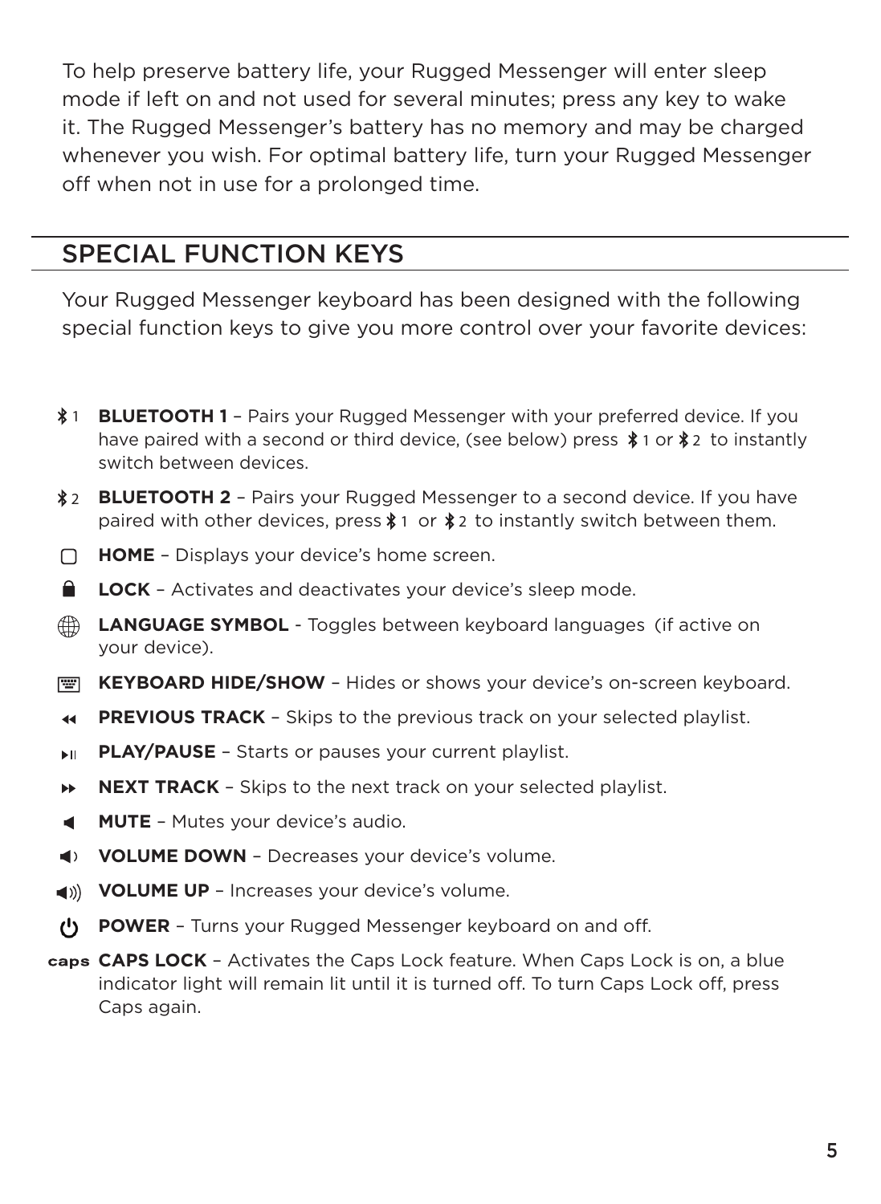To help preserve battery life, your Rugged Messenger will enter sleep mode if left on and not used for several minutes; press any key to wake it. The Rugged Messenger's battery has no memory and may be charged whenever you wish. For optimal battery life, turn your Rugged Messenger off when not in use for a prolonged time.

## SPECIAL FUNCTION KEYS

Your Rugged Messenger keyboard has been designed with the following special function keys to give you more control over your favorite devices:

- **BLUETOOTH 1** – Pairs your Rugged Messenger with your preferred device. If you have paired with a second or third device, (see below) press 1 or 2 to instantly switch between devices.
- **BLUETOOTH 2** – Pairs your Rugged Messenger to a second device. If you have paired with other devices, press 1 or 2 to instantly switch between them.
- **HOME** – Displays your device's home screen.
- **LOCK** – Activates and deactivates your device's sleep mode.
- **LANGUAGE SYMBOL** - Toggles between keyboard languages (if active on your device).
- **KEYBOARD HIDE/SHOW** – Hides or shows your device's on-screen keyboard.
- **PREVIOUS TRACK** – Skips to the previous track on your selected playlist.
- **PLAY/PAUSE** – Starts or pauses your current playlist.
- **NEXT TRACK** – Skips to the next track on your selected playlist.
- **MUTE** – Mutes your device's audio.
- **VOLUME DOWN** – Decreases your device's volume.
- **VOLUME UP** – Increases your device's volume.
- **POWER** – Turns your Rugged Messenger keyboard on and off.
- caps **CAPS LOCK** – Activates the Caps Lock feature. When Caps Lock is on, a blue indicator light will remain lit until it is turned off. To turn Caps Lock off, press Caps again.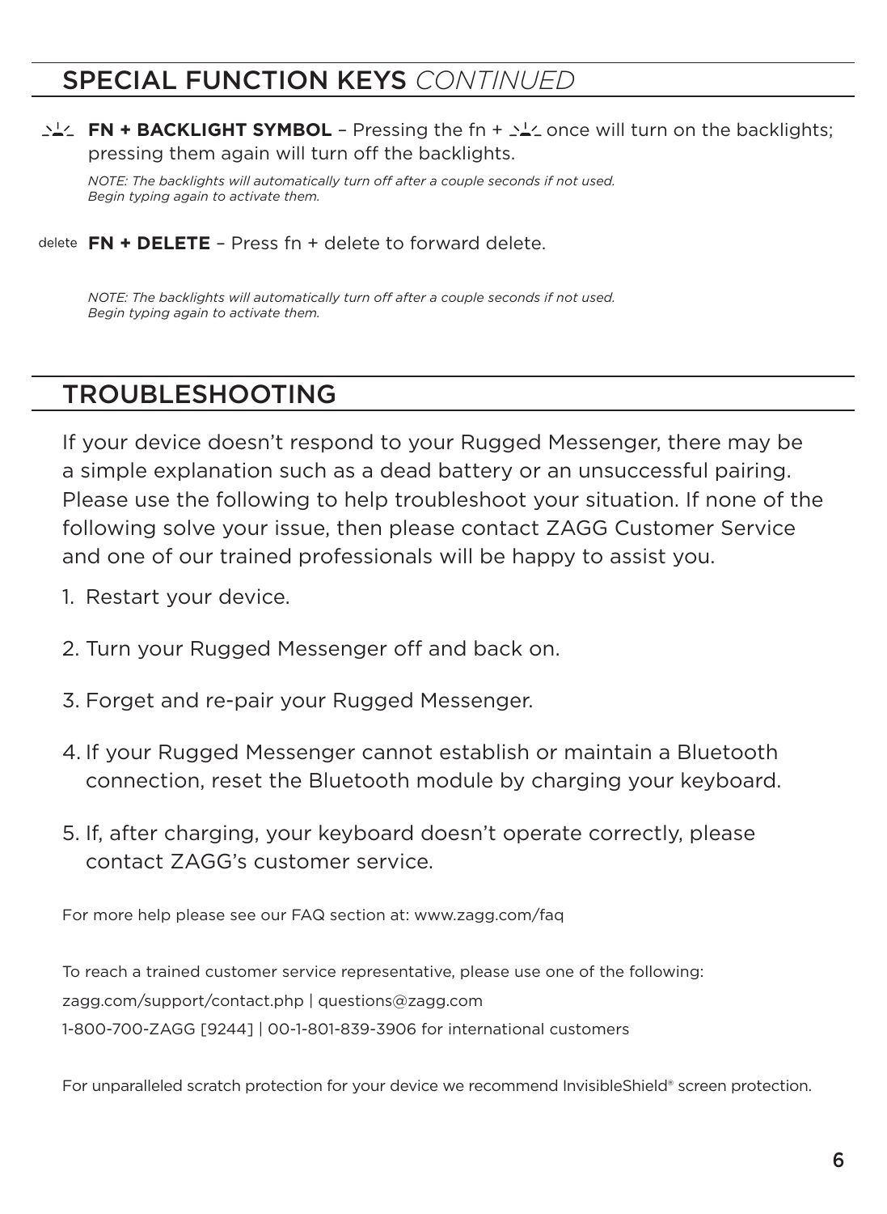## SPECIAL FUNCTION KEYS *CONTINUED*

**FN + BACKLIGHT SYMBOL** – Pressing the fn + backlight symbol once will turn on the backlights; pressing them again will turn off the backlights.

*NOTE: The backlights will automatically turn off after a couple seconds if not used. Begin typing again to activate them.*

delete **FN + DELETE** – Press fn + delete to forward delete.

*NOTE: The backlights will automatically turn off after a couple seconds if not used. Begin typing again to activate them.*

## TROUBLESHOOTING

If your device doesn't respond to your Rugged Messenger, there may be a simple explanation such as a dead battery or an unsuccessful pairing. Please use the following to help troubleshoot your situation. If none of the following solve your issue, then please contact ZAGG Customer Service and one of our trained professionals will be happy to assist you.

1. Restart your device.
2. Turn your Rugged Messenger off and back on.
3. Forget and re-pair your Rugged Messenger.
4. If your Rugged Messenger cannot establish or maintain a Bluetooth connection, reset the Bluetooth module by charging your keyboard.
5. If, after charging, your keyboard doesn't operate correctly, please contact ZAGG's customer service.

For more help please see our FAQ section at: www.zagg.com/faq

To reach a trained customer service representative, please use one of the following:
zagg.com/support/contact.php | questions@zagg.com
1-800-700-ZAGG [9244] | 00-1-801-839-3906 for international customers

For unparalleled scratch protection for your device we recommend InvisibleShield® screen protection.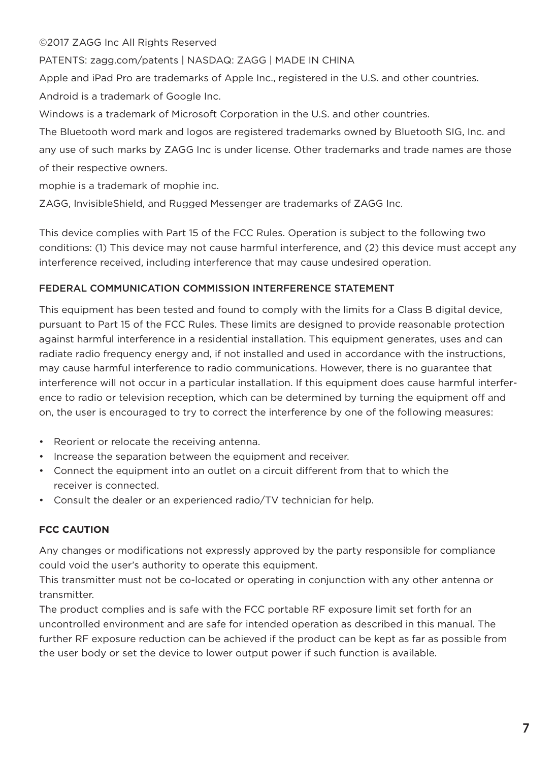©2017 ZAGG Inc All Rights Reserved

PATENTS: zagg.com/patents | NASDAQ: ZAGG | MADE IN CHINA

Apple and iPad Pro are trademarks of Apple Inc., registered in the U.S. and other countries.

Android is a trademark of Google Inc.

Windows is a trademark of Microsoft Corporation in the U.S. and other countries.

The Bluetooth word mark and logos are registered trademarks owned by Bluetooth SIG, Inc. and any use of such marks by ZAGG Inc is under license. Other trademarks and trade names are those of their respective owners.

mophie is a trademark of mophie inc.

ZAGG, InvisibleShield, and Rugged Messenger are trademarks of ZAGG Inc.

This device complies with Part 15 of the FCC Rules. Operation is subject to the following two conditions: (1) This device may not cause harmful interference, and (2) this device must accept any interference received, including interference that may cause undesired operation.

## FEDERAL COMMUNICATION COMMISSION INTERFERENCE STATEMENT

This equipment has been tested and found to comply with the limits for a Class B digital device, pursuant to Part 15 of the FCC Rules. These limits are designed to provide reasonable protection against harmful interference in a residential installation. This equipment generates, uses and can radiate radio frequency energy and, if not installed and used in accordance with the instructions, may cause harmful interference to radio communications. However, there is no guarantee that interference will not occur in a particular installation. If this equipment does cause harmful interference to radio or television reception, which can be determined by turning the equipment off and on, the user is encouraged to try to correct the interference by one of the following measures:

- Reorient or relocate the receiving antenna.
- Increase the separation between the equipment and receiver.
- Connect the equipment into an outlet on a circuit different from that to which the receiver is connected.
- Consult the dealer or an experienced radio/TV technician for help.

## FCC CAUTION

Any changes or modifications not expressly approved by the party responsible for compliance could void the user's authority to operate this equipment.

This transmitter must not be co-located or operating in conjunction with any other antenna or transmitter.

The product complies and is safe with the FCC portable RF exposure limit set forth for an uncontrolled environment and are safe for intended operation as described in this manual. The further RF exposure reduction can be achieved if the product can be kept as far as possible from the user body or set the device to lower output power if such function is available.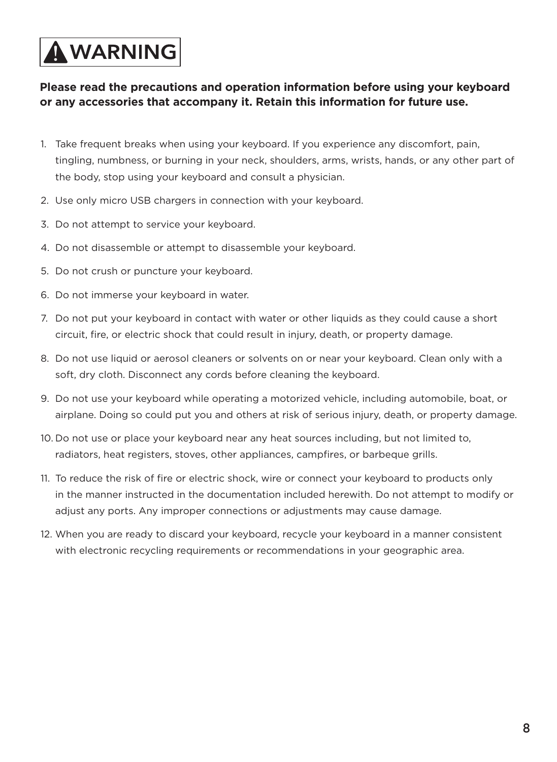# ⚠ WARNING

**Please read the precautions and operation information before using your keyboard or any accessories that accompany it. Retain this information for future use.**

1. Take frequent breaks when using your keyboard. If you experience any discomfort, pain, tingling, numbness, or burning in your neck, shoulders, arms, wrists, hands, or any other part of the body, stop using your keyboard and consult a physician.
2. Use only micro USB chargers in connection with your keyboard.
3. Do not attempt to service your keyboard.
4. Do not disassemble or attempt to disassemble your keyboard.
5. Do not crush or puncture your keyboard.
6. Do not immerse your keyboard in water.
7. Do not put your keyboard in contact with water or other liquids as they could cause a short circuit, fire, or electric shock that could result in injury, death, or property damage.
8. Do not use liquid or aerosol cleaners or solvents on or near your keyboard. Clean only with a soft, dry cloth. Disconnect any cords before cleaning the keyboard.
9. Do not use your keyboard while operating a motorized vehicle, including automobile, boat, or airplane. Doing so could put you and others at risk of serious injury, death, or property damage.
10. Do not use or place your keyboard near any heat sources including, but not limited to, radiators, heat registers, stoves, other appliances, campfires, or barbeque grills.
11. To reduce the risk of fire or electric shock, wire or connect your keyboard to products only in the manner instructed in the documentation included herewith. Do not attempt to modify or adjust any ports. Any improper connections or adjustments may cause damage.
12. When you are ready to discard your keyboard, recycle your keyboard in a manner consistent with electronic recycling requirements or recommendations in your geographic area.